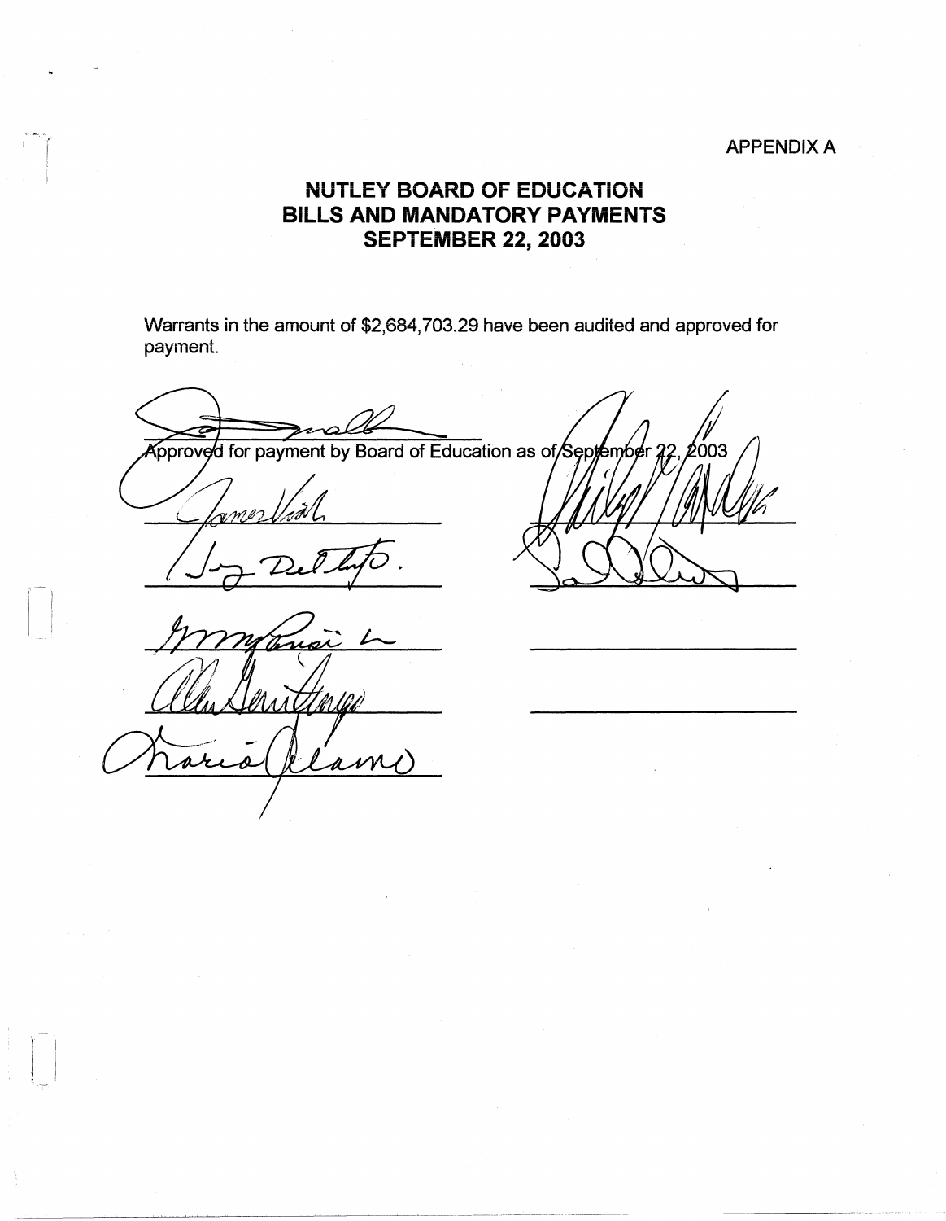APPENDIX A

# NUTLEY BOARD OF EDUCATION
# BILLS AND MANDATORY PAYMENTS
# SEPTEMBER 22, 2003

Warrants in the amount of $2,684,703.29 have been audited and approved for payment.

Approved for payment by Board of Education as of September 22, 2003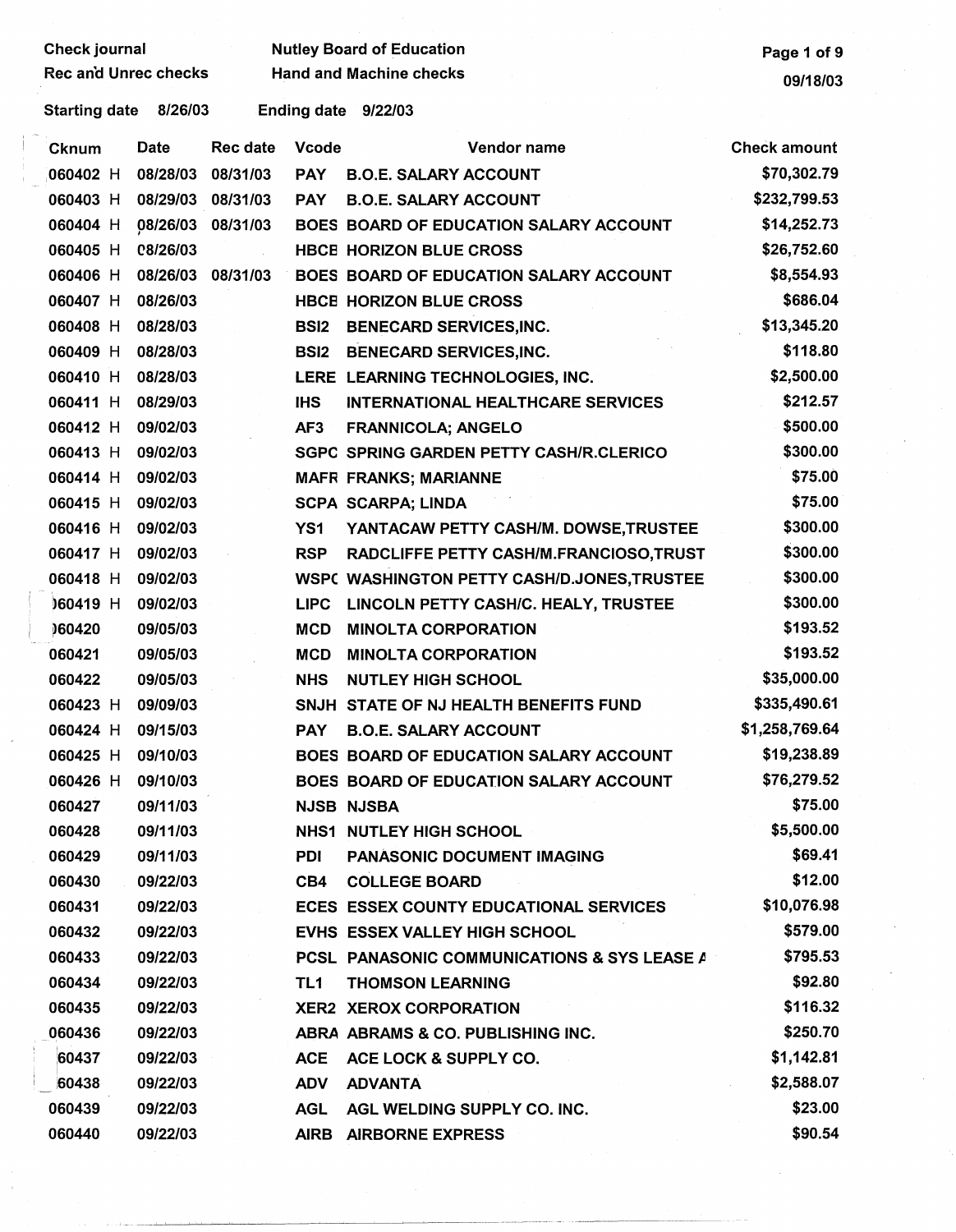Check journal
Rec and Unrec checks

Nutley Board of Education
Hand and Machine checks

09/18/03

Starting date 8/26/03 Ending date 9/22/03

| Cknum | Date | Rec date | Vcode | Vendor name | Check amount |
|---|---|---|---|---|---|
| 060402 H | 08/28/03 | 08/31/03 | PAY | B.O.E. SALARY ACCOUNT | $70,302.79 |
| 060403 H | 08/29/03 | 08/31/03 | PAY | B.O.E. SALARY ACCOUNT | $232,799.53 |
| 060404 H | 08/26/03 | 08/31/03 | BOES | BOARD OF EDUCATION SALARY ACCOUNT | $14,252.73 |
| 060405 H | 08/26/03 | | HBCE | HORIZON BLUE CROSS | $26,752.60 |
| 060406 H | 08/26/03 | 08/31/03 | BOES | BOARD OF EDUCATION SALARY ACCOUNT | $8,554.93 |
| 060407 H | 08/26/03 | | HBCE | HORIZON BLUE CROSS | $686.04 |
| 060408 H | 08/28/03 | | BSI2 | BENECARD SERVICES,INC. | $13,345.20 |
| 060409 H | 08/28/03 | | BSI2 | BENECARD SERVICES,INC. | $118.80 |
| 060410 H | 08/28/03 | | LERE | LEARNING TECHNOLOGIES, INC. | $2,500.00 |
| 060411 H | 08/29/03 | | IHS | INTERNATIONAL HEALTHCARE SERVICES | $212.57 |
| 060412 H | 09/02/03 | | AF3 | FRANNICOLA; ANGELO | $500.00 |
| 060413 H | 09/02/03 | | SGPC | SPRING GARDEN PETTY CASH/R.CLERICO | $300.00 |
| 060414 H | 09/02/03 | | MAFR | FRANKS; MARIANNE | $75.00 |
| 060415 H | 09/02/03 | | SCPA | SCARPA; LINDA | $75.00 |
| 060416 H | 09/02/03 | | YS1 | YANTACAW PETTY CASH/M. DOWSE,TRUSTEE | $300.00 |
| 060417 H | 09/02/03 | | RSP | RADCLIFFE PETTY CASH/M.FRANCIOSO,TRUST | $300.00 |
| 060418 H | 09/02/03 | | WSPC | WASHINGTON PETTY CASH/D.JONES,TRUSTEE | $300.00 |
| 060419 H | 09/02/03 | | LIPC | LINCOLN PETTY CASH/C. HEALY, TRUSTEE | $300.00 |
| 060420 | 09/05/03 | | MCD | MINOLTA CORPORATION | $193.52 |
| 060421 | 09/05/03 | | MCD | MINOLTA CORPORATION | $193.52 |
| 060422 | 09/05/03 | | NHS | NUTLEY HIGH SCHOOL | $35,000.00 |
| 060423 H | 09/09/03 | | SNJH | STATE OF NJ HEALTH BENEFITS FUND | $335,490.61 |
| 060424 H | 09/15/03 | | PAY | B.O.E. SALARY ACCOUNT | $1,258,769.64 |
| 060425 H | 09/10/03 | | BOES | BOARD OF EDUCATION SALARY ACCOUNT | $19,238.89 |
| 060426 H | 09/10/03 | | BOES | BOARD OF EDUCATION SALARY ACCOUNT | $76,279.52 |
| 060427 | 09/11/03 | | NJSB | NJSBA | $75.00 |
| 060428 | 09/11/03 | | NHS1 | NUTLEY HIGH SCHOOL | $5,500.00 |
| 060429 | 09/11/03 | | PDI | PANASONIC DOCUMENT IMAGING | $69.41 |
| 060430 | 09/22/03 | | CB4 | COLLEGE BOARD | $12.00 |
| 060431 | 09/22/03 | | ECES | ESSEX COUNTY EDUCATIONAL SERVICES | $10,076.98 |
| 060432 | 09/22/03 | | EVHS | ESSEX VALLEY HIGH SCHOOL | $579.00 |
| 060433 | 09/22/03 | | PCSL | PANASONIC COMMUNICATIONS & SYS LEASE A | $795.53 |
| 060434 | 09/22/03 | | TL1 | THOMSON LEARNING | $92.80 |
| 060435 | 09/22/03 | | XER2 | XEROX CORPORATION | $116.32 |
| 060436 | 09/22/03 | | ABRA | ABRAMS & CO. PUBLISHING INC. | $250.70 |
| 060437 | 09/22/03 | | ACE | ACE LOCK & SUPPLY CO. | $1,142.81 |
| 060438 | 09/22/03 | | ADV | ADVANTA | $2,588.07 |
| 060439 | 09/22/03 | | AGL | AGL WELDING SUPPLY CO. INC. | $23.00 |
| 060440 | 09/22/03 | | AIRB | AIRBORNE EXPRESS | $90.54 |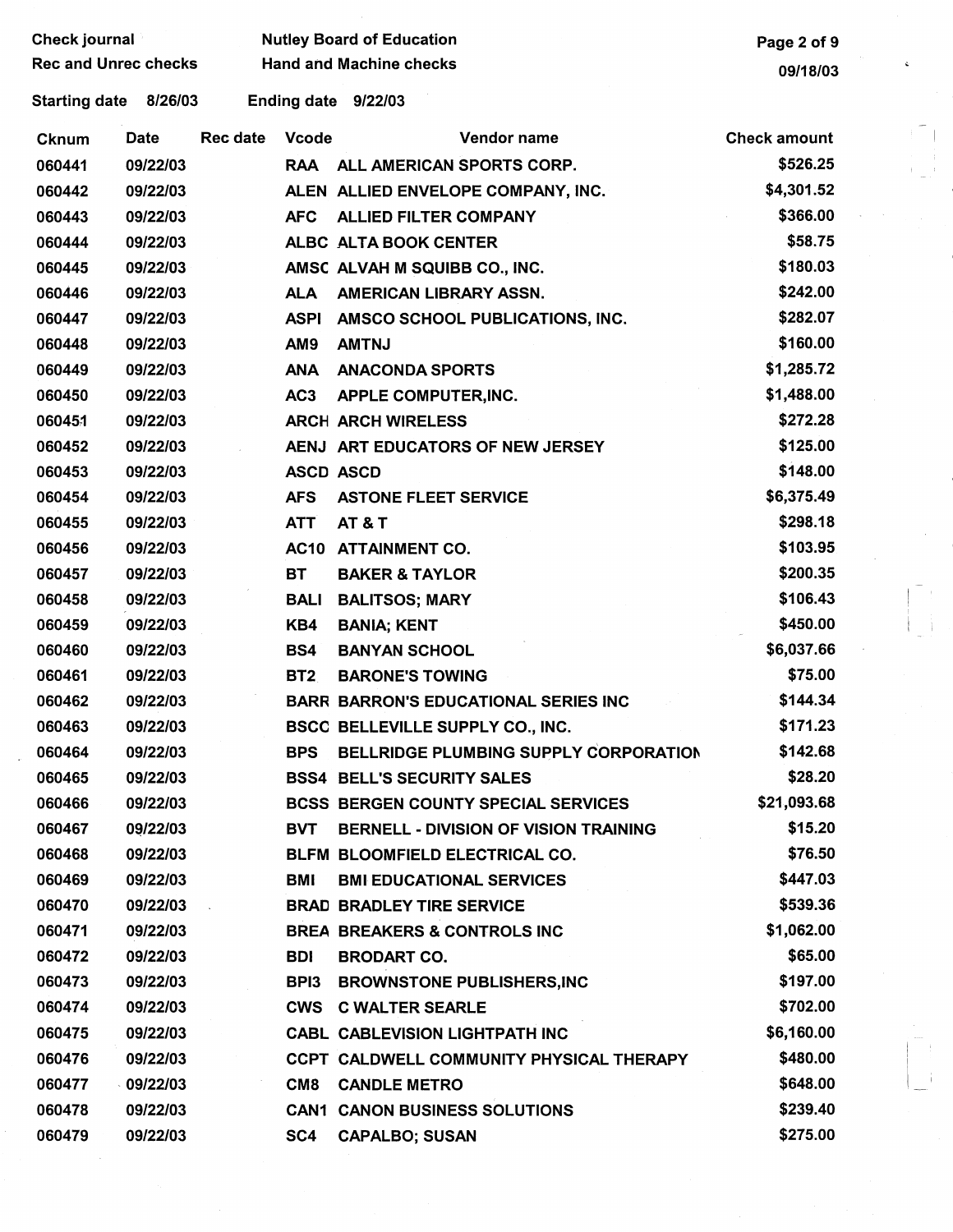Check journal — Nutley Board of Education
Rec and Unrec checks — Hand and Machine checks

Starting date 8/26/03 Ending date 9/22/03

| Cknum | Date | Rec date | Vcode | Vendor name | Check amount |
|---|---|---|---|---|---|
| 060441 | 09/22/03 | | RAA | ALL AMERICAN SPORTS CORP. | $526.25 |
| 060442 | 09/22/03 | | ALEN | ALLIED ENVELOPE COMPANY, INC. | $4,301.52 |
| 060443 | 09/22/03 | | AFC | ALLIED FILTER COMPANY | $366.00 |
| 060444 | 09/22/03 | | ALBC | ALTA BOOK CENTER | $58.75 |
| 060445 | 09/22/03 | | AMSC | ALVAH M SQUIBB CO., INC. | $180.03 |
| 060446 | 09/22/03 | | ALA | AMERICAN LIBRARY ASSN. | $242.00 |
| 060447 | 09/22/03 | | ASPI | AMSCO SCHOOL PUBLICATIONS, INC. | $282.07 |
| 060448 | 09/22/03 | | AM9 | AMTNJ | $160.00 |
| 060449 | 09/22/03 | | ANA | ANACONDA SPORTS | $1,285.72 |
| 060450 | 09/22/03 | | AC3 | APPLE COMPUTER,INC. | $1,488.00 |
| 060451 | 09/22/03 | | ARCH | ARCH WIRELESS | $272.28 |
| 060452 | 09/22/03 | | AENJ | ART EDUCATORS OF NEW JERSEY | $125.00 |
| 060453 | 09/22/03 | | ASCD | ASCD | $148.00 |
| 060454 | 09/22/03 | | AFS | ASTONE FLEET SERVICE | $6,375.49 |
| 060455 | 09/22/03 | | ATT | AT & T | $298.18 |
| 060456 | 09/22/03 | | AC10 | ATTAINMENT CO. | $103.95 |
| 060457 | 09/22/03 | | BT | BAKER & TAYLOR | $200.35 |
| 060458 | 09/22/03 | | BALI | BALITSOS; MARY | $106.43 |
| 060459 | 09/22/03 | | KB4 | BANIA; KENT | $450.00 |
| 060460 | 09/22/03 | | BS4 | BANYAN SCHOOL | $6,037.66 |
| 060461 | 09/22/03 | | BT2 | BARONE'S TOWING | $75.00 |
| 060462 | 09/22/03 | | BARR | BARRON'S EDUCATIONAL SERIES INC | $144.34 |
| 060463 | 09/22/03 | | BSCC | BELLEVILLE SUPPLY CO., INC. | $171.23 |
| 060464 | 09/22/03 | | BPS | BELLRIDGE PLUMBING SUPPLY CORPORATION | $142.68 |
| 060465 | 09/22/03 | | BSS4 | BELL'S SECURITY SALES | $28.20 |
| 060466 | 09/22/03 | | BCSS | BERGEN COUNTY SPECIAL SERVICES | $21,093.68 |
| 060467 | 09/22/03 | | BVT | BERNELL - DIVISION OF VISION TRAINING | $15.20 |
| 060468 | 09/22/03 | | BLFM | BLOOMFIELD ELECTRICAL CO. | $76.50 |
| 060469 | 09/22/03 | | BMI | BMI EDUCATIONAL SERVICES | $447.03 |
| 060470 | 09/22/03 | | BRAD | BRADLEY TIRE SERVICE | $539.36 |
| 060471 | 09/22/03 | | BREA | BREAKERS & CONTROLS INC | $1,062.00 |
| 060472 | 09/22/03 | | BDI | BRODART CO. | $65.00 |
| 060473 | 09/22/03 | | BPI3 | BROWNSTONE PUBLISHERS,INC | $197.00 |
| 060474 | 09/22/03 | | CWS | C WALTER SEARLE | $702.00 |
| 060475 | 09/22/03 | | CABL | CABLEVISION LIGHTPATH INC | $6,160.00 |
| 060476 | 09/22/03 | | CCPT | CALDWELL COMMUNITY PHYSICAL THERAPY | $480.00 |
| 060477 | 09/22/03 | | CM8 | CANDLE METRO | $648.00 |
| 060478 | 09/22/03 | | CAN1 | CANON BUSINESS SOLUTIONS | $239.40 |
| 060479 | 09/22/03 | | SC4 | CAPALBO; SUSAN | $275.00 |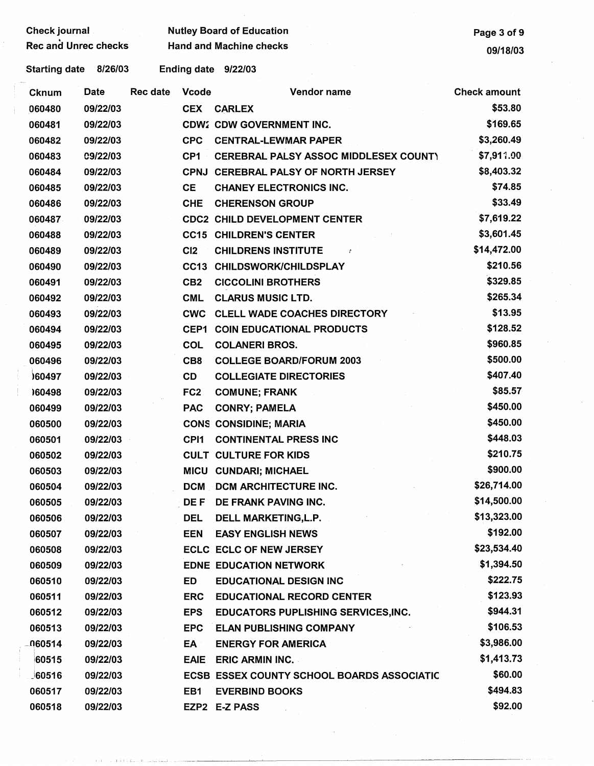Check journal | Nutley Board of Education
Rec and Unrec checks | Hand and Machine checks

Starting date 8/26/03 Ending date 9/22/03

| Cknum | Date | Rec date | Vcode | Vendor name | Check amount |
|---|---|---|---|---|---|
| 060480 | 09/22/03 | | CEX | CARLEX | $53.80 |
| 060481 | 09/22/03 | | CDW: | CDW GOVERNMENT INC. | $169.65 |
| 060482 | 09/22/03 | | CPC | CENTRAL-LEWMAR PAPER | $3,260.49 |
| 060483 | 09/22/03 | | CP1 | CEREBRAL PALSY ASSOC MIDDLESEX COUNTY | $7,911.00 |
| 060484 | 09/22/03 | | CPNJ | CEREBRAL PALSY OF NORTH JERSEY | $8,403.32 |
| 060485 | 09/22/03 | | CE | CHANEY ELECTRONICS INC. | $74.85 |
| 060486 | 09/22/03 | | CHE | CHERENSON GROUP | $33.49 |
| 060487 | 09/22/03 | | CDC2 | CHILD DEVELOPMENT CENTER | $7,619.22 |
| 060488 | 09/22/03 | | CC15 | CHILDREN'S CENTER | $3,601.45 |
| 060489 | 09/22/03 | | CI2 | CHILDRENS INSTITUTE | $14,472.00 |
| 060490 | 09/22/03 | | CC13 | CHILDSWORK/CHILDSPLAY | $210.56 |
| 060491 | 09/22/03 | | CB2 | CICCOLINI BROTHERS | $329.85 |
| 060492 | 09/22/03 | | CML | CLARUS MUSIC LTD. | $265.34 |
| 060493 | 09/22/03 | | CWC | CLELL WADE COACHES DIRECTORY | $13.95 |
| 060494 | 09/22/03 | | CEP1 | COIN EDUCATIONAL PRODUCTS | $128.52 |
| 060495 | 09/22/03 | | COL | COLANERI BROS. | $960.85 |
| 060496 | 09/22/03 | | CB8 | COLLEGE BOARD/FORUM 2003 | $500.00 |
| 060497 | 09/22/03 | | CD | COLLEGIATE DIRECTORIES | $407.40 |
| 060498 | 09/22/03 | | FC2 | COMUNE; FRANK | $85.57 |
| 060499 | 09/22/03 | | PAC | CONRY; PAMELA | $450.00 |
| 060500 | 09/22/03 | | CONS | CONSIDINE; MARIA | $450.00 |
| 060501 | 09/22/03 | | CPI1 | CONTINENTAL PRESS INC | $448.03 |
| 060502 | 09/22/03 | | CULT | CULTURE FOR KIDS | $210.75 |
| 060503 | 09/22/03 | | MICU | CUNDARI; MICHAEL | $900.00 |
| 060504 | 09/22/03 | | DCM | DCM ARCHITECTURE INC. | $26,714.00 |
| 060505 | 09/22/03 | | DE F | DE FRANK PAVING INC. | $14,500.00 |
| 060506 | 09/22/03 | | DEL | DELL MARKETING,L.P. | $13,323.00 |
| 060507 | 09/22/03 | | EEN | EASY ENGLISH NEWS | $192.00 |
| 060508 | 09/22/03 | | ECLC | ECLC OF NEW JERSEY | $23,534.40 |
| 060509 | 09/22/03 | | EDNE | EDUCATION NETWORK | $1,394.50 |
| 060510 | 09/22/03 | | ED | EDUCATIONAL DESIGN INC | $222.75 |
| 060511 | 09/22/03 | | ERC | EDUCATIONAL RECORD CENTER | $123.93 |
| 060512 | 09/22/03 | | EPS | EDUCATORS PUPLISHING SERVICES,INC. | $944.31 |
| 060513 | 09/22/03 | | EPC | ELAN PUBLISHING COMPANY | $106.53 |
| 060514 | 09/22/03 | | EA | ENERGY FOR AMERICA | $3,986.00 |
| 060515 | 09/22/03 | | EAIE | ERIC ARMIN INC. | $1,413.73 |
| 060516 | 09/22/03 | | ECSB | ESSEX COUNTY SCHOOL BOARDS ASSOCIATIC | $60.00 |
| 060517 | 09/22/03 | | EB1 | EVERBIND BOOKS | $494.83 |
| 060518 | 09/22/03 | | EZP2 | E-Z PASS | $92.00 |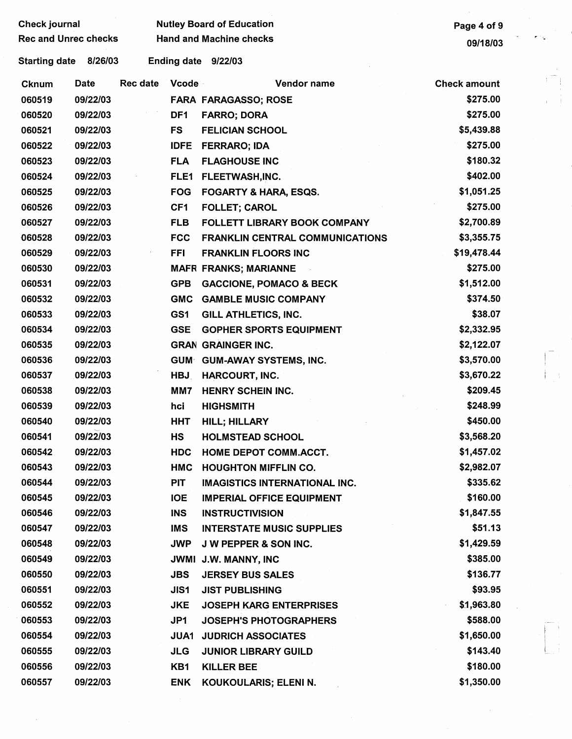Check journal | Nutley Board of Education
Rec and Unrec checks | Hand and Machine checks

Starting date 8/26/03 | Ending date 9/22/03

| Cknum | Date | Rec date | Vcode | Vendor name | Check amount |
|---|---|---|---|---|---|
| 060519 | 09/22/03 | | FARA | FARAGASSO; ROSE | $275.00 |
| 060520 | 09/22/03 | | DF1 | FARRO; DORA | $275.00 |
| 060521 | 09/22/03 | | FS | FELICIAN SCHOOL | $5,439.88 |
| 060522 | 09/22/03 | | IDFE | FERRARO; IDA | $275.00 |
| 060523 | 09/22/03 | | FLA | FLAGHOUSE INC | $180.32 |
| 060524 | 09/22/03 | | FLE1 | FLEETWASH,INC. | $402.00 |
| 060525 | 09/22/03 | | FOG | FOGARTY & HARA, ESQS. | $1,051.25 |
| 060526 | 09/22/03 | | CF1 | FOLLET; CAROL | $275.00 |
| 060527 | 09/22/03 | | FLB | FOLLETT LIBRARY BOOK COMPANY | $2,700.89 |
| 060528 | 09/22/03 | | FCC | FRANKLIN CENTRAL COMMUNICATIONS | $3,355.75 |
| 060529 | 09/22/03 | | FFI | FRANKLIN FLOORS INC | $19,478.44 |
| 060530 | 09/22/03 | | MAFR | FRANKS; MARIANNE | $275.00 |
| 060531 | 09/22/03 | | GPB | GACCIONE, POMACO & BECK | $1,512.00 |
| 060532 | 09/22/03 | | GMC | GAMBLE MUSIC COMPANY | $374.50 |
| 060533 | 09/22/03 | | GS1 | GILL ATHLETICS, INC. | $38.07 |
| 060534 | 09/22/03 | | GSE | GOPHER SPORTS EQUIPMENT | $2,332.95 |
| 060535 | 09/22/03 | | GRAN | GRAINGER INC. | $2,122.07 |
| 060536 | 09/22/03 | | GUM | GUM-AWAY SYSTEMS, INC. | $3,570.00 |
| 060537 | 09/22/03 | | HBJ | HARCOURT, INC. | $3,670.22 |
| 060538 | 09/22/03 | | MM7 | HENRY SCHEIN INC. | $209.45 |
| 060539 | 09/22/03 | | hci | HIGHSMITH | $248.99 |
| 060540 | 09/22/03 | | HHT | HILL; HILLARY | $450.00 |
| 060541 | 09/22/03 | | HS | HOLMSTEAD SCHOOL | $3,568.20 |
| 060542 | 09/22/03 | | HDC | HOME DEPOT COMM.ACCT. | $1,457.02 |
| 060543 | 09/22/03 | | HMC | HOUGHTON MIFFLIN CO. | $2,982.07 |
| 060544 | 09/22/03 | | PIT | IMAGISTICS INTERNATIONAL INC. | $335.62 |
| 060545 | 09/22/03 | | IOE | IMPERIAL OFFICE EQUIPMENT | $160.00 |
| 060546 | 09/22/03 | | INS | INSTRUCTIVISION | $1,847.55 |
| 060547 | 09/22/03 | | IMS | INTERSTATE MUSIC SUPPLIES | $51.13 |
| 060548 | 09/22/03 | | JWP | J W PEPPER & SON INC. | $1,429.59 |
| 060549 | 09/22/03 | | JWMI | J.W. MANNY, INC | $385.00 |
| 060550 | 09/22/03 | | JBS | JERSEY BUS SALES | $136.77 |
| 060551 | 09/22/03 | | JIS1 | JIST PUBLISHING | $93.95 |
| 060552 | 09/22/03 | | JKE | JOSEPH KARG ENTERPRISES | $1,963.80 |
| 060553 | 09/22/03 | | JP1 | JOSEPH'S PHOTOGRAPHERS | $588.00 |
| 060554 | 09/22/03 | | JUA1 | JUDRICH ASSOCIATES | $1,650.00 |
| 060555 | 09/22/03 | | JLG | JUNIOR LIBRARY GUILD | $143.40 |
| 060556 | 09/22/03 | | KB1 | KILLER BEE | $180.00 |
| 060557 | 09/22/03 | | ENK | KOUKOULARIS; ELENI N. | $1,350.00 |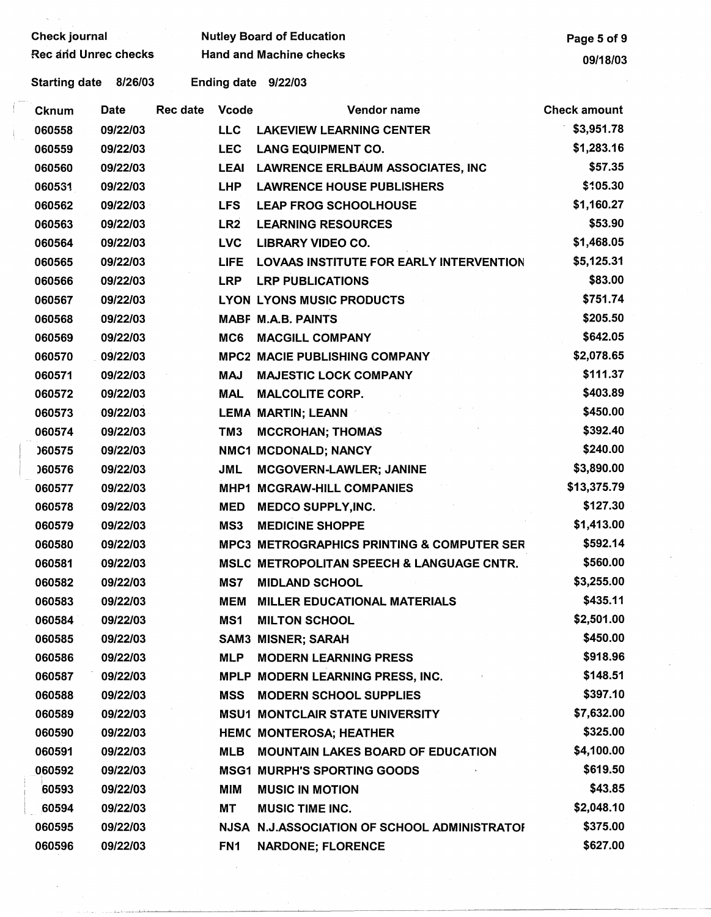Check journal — Nutley Board of Education
Rec and Unrec checks — Hand and Machine checks
09/18/03

Starting date 8/26/03 Ending date 9/22/03

| Cknum | Date | Rec date | Vcode | Vendor name | Check amount |
|---|---|---|---|---|---|
| 060558 | 09/22/03 | | LLC | LAKEVIEW LEARNING CENTER | $3,951.78 |
| 060559 | 09/22/03 | | LEC | LANG EQUIPMENT CO. | $1,283.16 |
| 060560 | 09/22/03 | | LEAI | LAWRENCE ERLBAUM ASSOCIATES, INC | $57.35 |
| 060561 | 09/22/03 | | LHP | LAWRENCE HOUSE PUBLISHERS | $105.30 |
| 060562 | 09/22/03 | | LFS | LEAP FROG SCHOOLHOUSE | $1,160.27 |
| 060563 | 09/22/03 | | LR2 | LEARNING RESOURCES | $53.90 |
| 060564 | 09/22/03 | | LVC | LIBRARY VIDEO CO. | $1,468.05 |
| 060565 | 09/22/03 | | LIFE | LOVAAS INSTITUTE FOR EARLY INTERVENTION | $5,125.31 |
| 060566 | 09/22/03 | | LRP | LRP PUBLICATIONS | $83.00 |
| 060567 | 09/22/03 | | LYON | LYONS MUSIC PRODUCTS | $751.74 |
| 060568 | 09/22/03 | | MABF | M.A.B. PAINTS | $205.50 |
| 060569 | 09/22/03 | | MC6 | MACGILL COMPANY | $642.05 |
| 060570 | 09/22/03 | | MPC2 | MACIE PUBLISHING COMPANY | $2,078.65 |
| 060571 | 09/22/03 | | MAJ | MAJESTIC LOCK COMPANY | $111.37 |
| 060572 | 09/22/03 | | MAL | MALCOLITE CORP. | $403.89 |
| 060573 | 09/22/03 | | LEMA | MARTIN; LEANN | $450.00 |
| 060574 | 09/22/03 | | TM3 | MCCROHAN; THOMAS | $392.40 |
| 060575 | 09/22/03 | | NMC1 | MCDONALD; NANCY | $240.00 |
| 060576 | 09/22/03 | | JML | MCGOVERN-LAWLER; JANINE | $3,890.00 |
| 060577 | 09/22/03 | | MHP1 | MCGRAW-HILL COMPANIES | $13,375.79 |
| 060578 | 09/22/03 | | MED | MEDCO SUPPLY,INC. | $127.30 |
| 060579 | 09/22/03 | | MS3 | MEDICINE SHOPPE | $1,413.00 |
| 060580 | 09/22/03 | | MPC3 | METROGRAPHICS PRINTING & COMPUTER SER | $592.14 |
| 060581 | 09/22/03 | | MSLC | METROPOLITAN SPEECH & LANGUAGE CNTR. | $560.00 |
| 060582 | 09/22/03 | | MS7 | MIDLAND SCHOOL | $3,255.00 |
| 060583 | 09/22/03 | | MEM | MILLER EDUCATIONAL MATERIALS | $435.11 |
| 060584 | 09/22/03 | | MS1 | MILTON SCHOOL | $2,501.00 |
| 060585 | 09/22/03 | | SAM3 | MISNER; SARAH | $450.00 |
| 060586 | 09/22/03 | | MLP | MODERN LEARNING PRESS | $918.96 |
| 060587 | 09/22/03 | | MPLP | MODERN LEARNING PRESS, INC. | $148.51 |
| 060588 | 09/22/03 | | MSS | MODERN SCHOOL SUPPLIES | $397.10 |
| 060589 | 09/22/03 | | MSU1 | MONTCLAIR STATE UNIVERSITY | $7,632.00 |
| 060590 | 09/22/03 | | HEMC | MONTEROSA; HEATHER | $325.00 |
| 060591 | 09/22/03 | | MLB | MOUNTAIN LAKES BOARD OF EDUCATION | $4,100.00 |
| 060592 | 09/22/03 | | MSG1 | MURPH'S SPORTING GOODS | $619.50 |
| 060593 | 09/22/03 | | MIM | MUSIC IN MOTION | $43.85 |
| 060594 | 09/22/03 | | MT | MUSIC TIME INC. | $2,048.10 |
| 060595 | 09/22/03 | | NJSA | N.J.ASSOCIATION OF SCHOOL ADMINISTRATOI | $375.00 |
| 060596 | 09/22/03 | | FN1 | NARDONE; FLORENCE | $627.00 |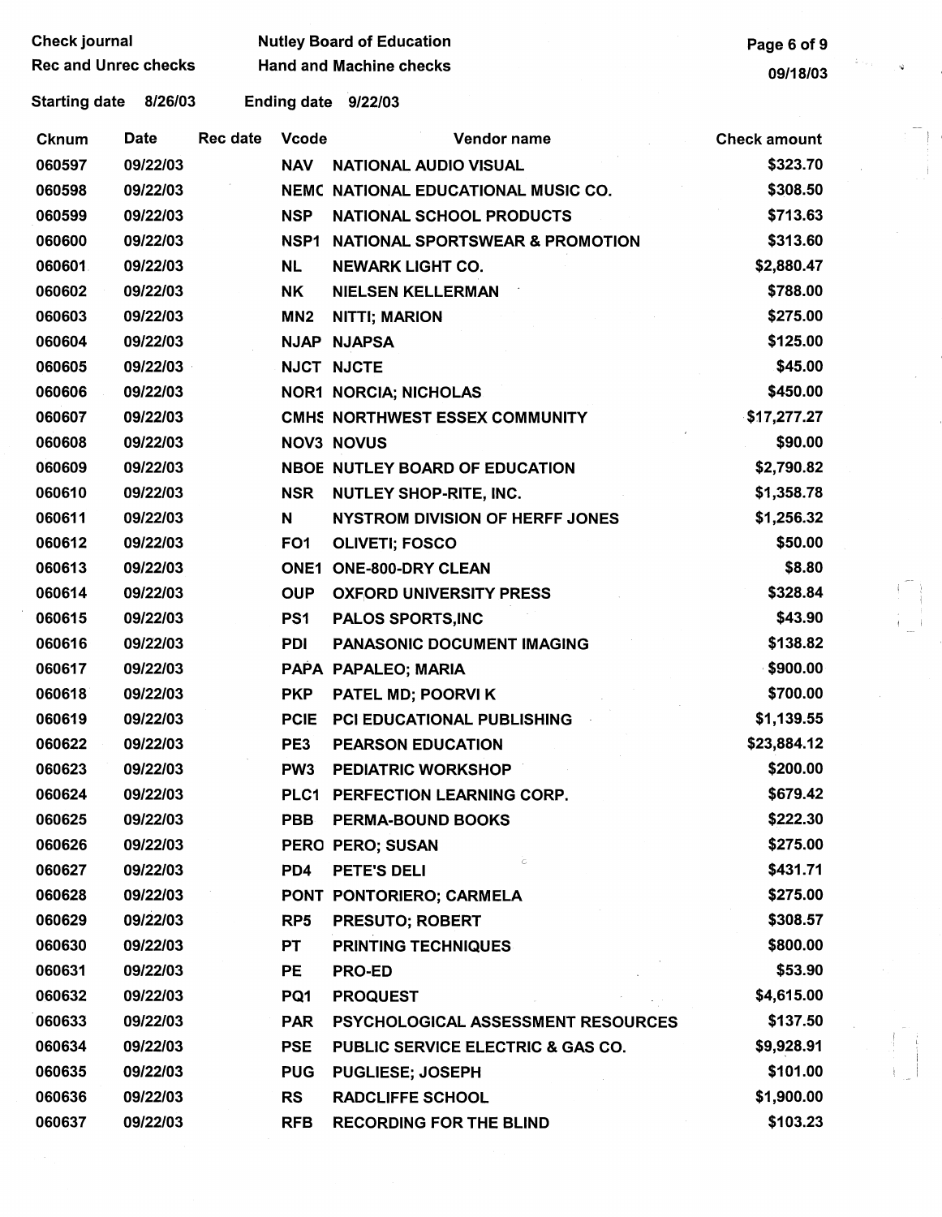Check journal | Nutley Board of Education
Rec and Unrec checks | Hand and Machine checks

Starting date 8/26/03 | Ending date 9/22/03

| Cknum | Date | Rec date | Vcode | Vendor name | Check amount |
|---|---|---|---|---|---|
| 060597 | 09/22/03 | | NAV | NATIONAL AUDIO VISUAL | $323.70 |
| 060598 | 09/22/03 | | NEMC | NATIONAL EDUCATIONAL MUSIC CO. | $308.50 |
| 060599 | 09/22/03 | | NSP | NATIONAL SCHOOL PRODUCTS | $713.63 |
| 060600 | 09/22/03 | | NSP1 | NATIONAL SPORTSWEAR & PROMOTION | $313.60 |
| 060601 | 09/22/03 | | NL | NEWARK LIGHT CO. | $2,880.47 |
| 060602 | 09/22/03 | | NK | NIELSEN KELLERMAN | $788.00 |
| 060603 | 09/22/03 | | MN2 | NITTI; MARION | $275.00 |
| 060604 | 09/22/03 | | NJAP | NJAPSA | $125.00 |
| 060605 | 09/22/03 | | NJCT | NJCTE | $45.00 |
| 060606 | 09/22/03 | | NOR1 | NORCIA; NICHOLAS | $450.00 |
| 060607 | 09/22/03 | | CMHS | NORTHWEST ESSEX COMMUNITY | $17,277.27 |
| 060608 | 09/22/03 | | NOV3 | NOVUS | $90.00 |
| 060609 | 09/22/03 | | NBOE | NUTLEY BOARD OF EDUCATION | $2,790.82 |
| 060610 | 09/22/03 | | NSR | NUTLEY SHOP-RITE, INC. | $1,358.78 |
| 060611 | 09/22/03 | | N | NYSTROM DIVISION OF HERFF JONES | $1,256.32 |
| 060612 | 09/22/03 | | FO1 | OLIVETI; FOSCO | $50.00 |
| 060613 | 09/22/03 | | ONE1 | ONE-800-DRY CLEAN | $8.80 |
| 060614 | 09/22/03 | | OUP | OXFORD UNIVERSITY PRESS | $328.84 |
| 060615 | 09/22/03 | | PS1 | PALOS SPORTS,INC | $43.90 |
| 060616 | 09/22/03 | | PDI | PANASONIC DOCUMENT IMAGING | $138.82 |
| 060617 | 09/22/03 | | PAPA | PAPALEO; MARIA | $900.00 |
| 060618 | 09/22/03 | | PKP | PATEL MD; POORVI K | $700.00 |
| 060619 | 09/22/03 | | PCIE | PCI EDUCATIONAL PUBLISHING | $1,139.55 |
| 060622 | 09/22/03 | | PE3 | PEARSON EDUCATION | $23,884.12 |
| 060623 | 09/22/03 | | PW3 | PEDIATRIC WORKSHOP | $200.00 |
| 060624 | 09/22/03 | | PLC1 | PERFECTION LEARNING CORP. | $679.42 |
| 060625 | 09/22/03 | | PBB | PERMA-BOUND BOOKS | $222.30 |
| 060626 | 09/22/03 | | PERO | PERO; SUSAN | $275.00 |
| 060627 | 09/22/03 | | PD4 | PETE'S DELI | $431.71 |
| 060628 | 09/22/03 | | PONT | PONTORIERO; CARMELA | $275.00 |
| 060629 | 09/22/03 | | RP5 | PRESUTO; ROBERT | $308.57 |
| 060630 | 09/22/03 | | PT | PRINTING TECHNIQUES | $800.00 |
| 060631 | 09/22/03 | | PE | PRO-ED | $53.90 |
| 060632 | 09/22/03 | | PQ1 | PROQUEST | $4,615.00 |
| 060633 | 09/22/03 | | PAR | PSYCHOLOGICAL ASSESSMENT RESOURCES | $137.50 |
| 060634 | 09/22/03 | | PSE | PUBLIC SERVICE ELECTRIC & GAS CO. | $9,928.91 |
| 060635 | 09/22/03 | | PUG | PUGLIESE; JOSEPH | $101.00 |
| 060636 | 09/22/03 | | RS | RADCLIFFE SCHOOL | $1,900.00 |
| 060637 | 09/22/03 | | RFB | RECORDING FOR THE BLIND | $103.23 |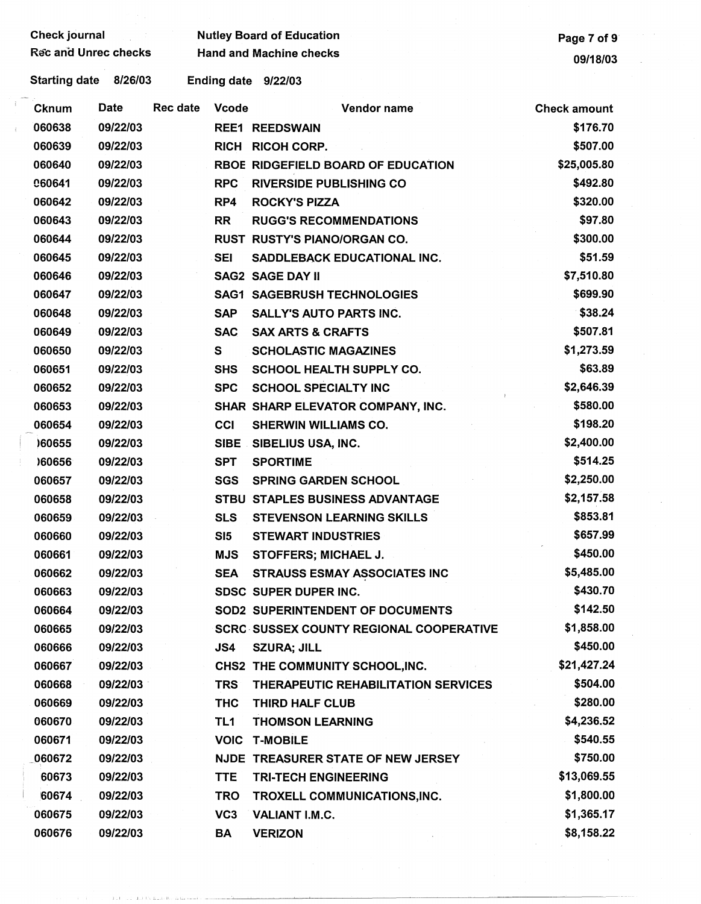Check journal — Nutley Board of Education
Rec and Unrec checks — Hand and Machine checks

09/18/03

Starting date 8/26/03 Ending date 9/22/03

| Cknum | Date | Rec date | Vcode | Vendor name | Check amount |
|---|---|---|---|---|---|
| 060638 | 09/22/03 | | REE1 | REEDSWAIN | $176.70 |
| 060639 | 09/22/03 | | RICH | RICOH CORP. | $507.00 |
| 060640 | 09/22/03 | | RBOE | RIDGEFIELD BOARD OF EDUCATION | $25,005.80 |
| 060641 | 09/22/03 | | RPC | RIVERSIDE PUBLISHING CO | $492.80 |
| 060642 | 09/22/03 | | RP4 | ROCKY'S PIZZA | $320.00 |
| 060643 | 09/22/03 | | RR | RUGG'S RECOMMENDATIONS | $97.80 |
| 060644 | 09/22/03 | | RUST | RUSTY'S PIANO/ORGAN CO. | $300.00 |
| 060645 | 09/22/03 | | SEI | SADDLEBACK EDUCATIONAL INC. | $51.59 |
| 060646 | 09/22/03 | | SAG2 | SAGE DAY II | $7,510.80 |
| 060647 | 09/22/03 | | SAG1 | SAGEBRUSH TECHNOLOGIES | $699.90 |
| 060648 | 09/22/03 | | SAP | SALLY'S AUTO PARTS INC. | $38.24 |
| 060649 | 09/22/03 | | SAC | SAX ARTS & CRAFTS | $507.81 |
| 060650 | 09/22/03 | | S | SCHOLASTIC MAGAZINES | $1,273.59 |
| 060651 | 09/22/03 | | SHS | SCHOOL HEALTH SUPPLY CO. | $63.89 |
| 060652 | 09/22/03 | | SPC | SCHOOL SPECIALTY INC | $2,646.39 |
| 060653 | 09/22/03 | | SHAR | SHARP ELEVATOR COMPANY, INC. | $580.00 |
| 060654 | 09/22/03 | | CCI | SHERWIN WILLIAMS CO. | $198.20 |
| 060655 | 09/22/03 | | SIBE | SIBELIUS USA, INC. | $2,400.00 |
| 060656 | 09/22/03 | | SPT | SPORTIME | $514.25 |
| 060657 | 09/22/03 | | SGS | SPRING GARDEN SCHOOL | $2,250.00 |
| 060658 | 09/22/03 | | STBU | STAPLES BUSINESS ADVANTAGE | $2,157.58 |
| 060659 | 09/22/03 | | SLS | STEVENSON LEARNING SKILLS | $853.81 |
| 060660 | 09/22/03 | | SI5 | STEWART INDUSTRIES | $657.99 |
| 060661 | 09/22/03 | | MJS | STOFFERS; MICHAEL J. | $450.00 |
| 060662 | 09/22/03 | | SEA | STRAUSS ESMAY ASSOCIATES INC | $5,485.00 |
| 060663 | 09/22/03 | | SDSC | SUPER DUPER INC. | $430.70 |
| 060664 | 09/22/03 | | SOD2 | SUPERINTENDENT OF DOCUMENTS | $142.50 |
| 060665 | 09/22/03 | | SCRC | SUSSEX COUNTY REGIONAL COOPERATIVE | $1,858.00 |
| 060666 | 09/22/03 | | JS4 | SZURA; JILL | $450.00 |
| 060667 | 09/22/03 | | CHS2 | THE COMMUNITY SCHOOL,INC. | $21,427.24 |
| 060668 | 09/22/03 | | TRS | THERAPEUTIC REHABILITATION SERVICES | $504.00 |
| 060669 | 09/22/03 | | THC | THIRD HALF CLUB | $280.00 |
| 060670 | 09/22/03 | | TL1 | THOMSON LEARNING | $4,236.52 |
| 060671 | 09/22/03 | | VOIC | T-MOBILE | $540.55 |
| 060672 | 09/22/03 | | NJDE | TREASURER STATE OF NEW JERSEY | $750.00 |
| 060673 | 09/22/03 | | TTE | TRI-TECH ENGINEERING | $13,069.55 |
| 060674 | 09/22/03 | | TRO | TROXELL COMMUNICATIONS,INC. | $1,800.00 |
| 060675 | 09/22/03 | | VC3 | VALIANT I.M.C. | $1,365.17 |
| 060676 | 09/22/03 | | BA | VERIZON | $8,158.22 |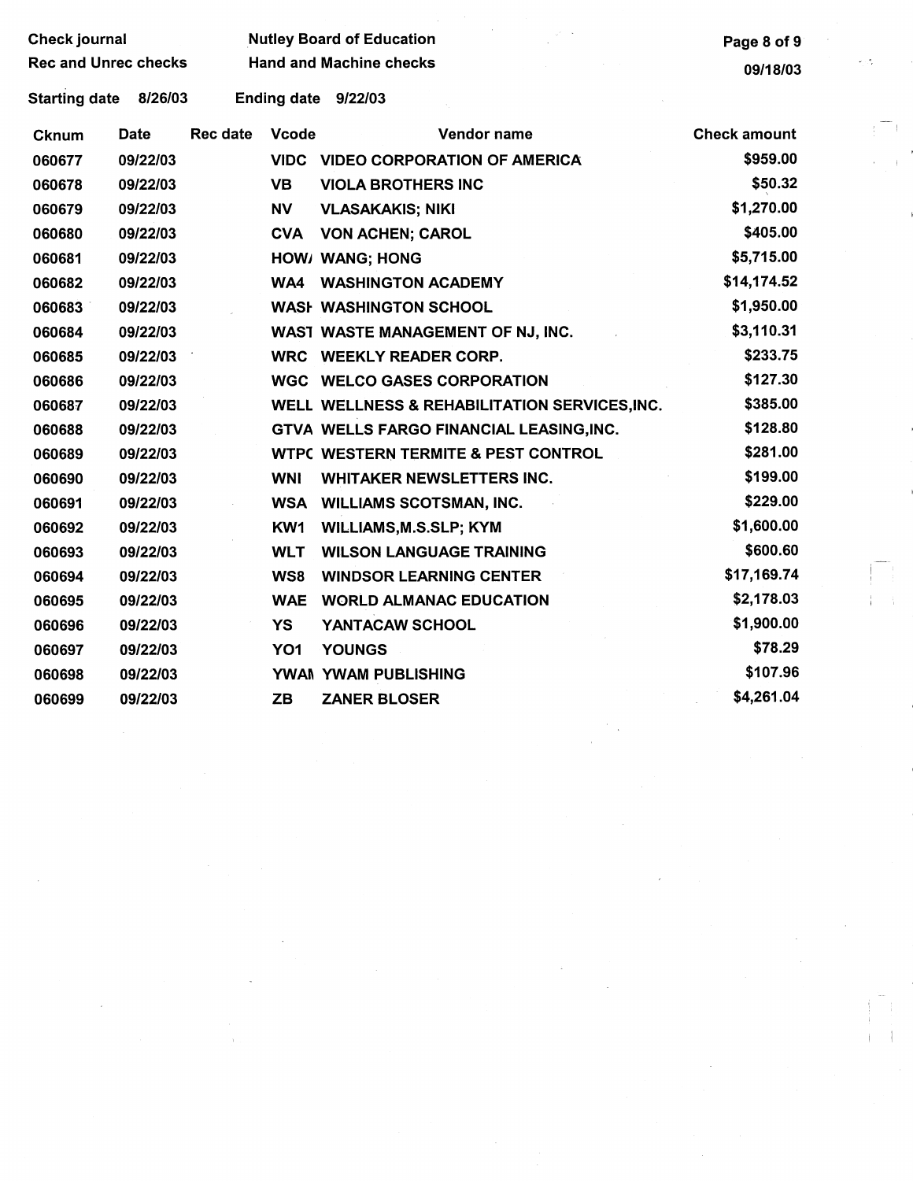Check journal | Nutley Board of Education
Rec and Unrec checks | Hand and Machine checks

Starting date 8/26/03 | Ending date 9/22/03

| Cknum | Date | Rec date | Vcode | Vendor name | Check amount |
|---|---|---|---|---|---|
| 060677 | 09/22/03 | | VIDC | VIDEO CORPORATION OF AMERICA | $959.00 |
| 060678 | 09/22/03 | | VB | VIOLA BROTHERS INC | $50.32 |
| 060679 | 09/22/03 | | NV | VLASAKAKIS; NIKI | $1,270.00 |
| 060680 | 09/22/03 | | CVA | VON ACHEN; CAROL | $405.00 |
| 060681 | 09/22/03 | | HOW/ | WANG; HONG | $5,715.00 |
| 060682 | 09/22/03 | | WA4 | WASHINGTON ACADEMY | $14,174.52 |
| 060683 | 09/22/03 | | WASH | WASHINGTON SCHOOL | $1,950.00 |
| 060684 | 09/22/03 | | WAST | WASTE MANAGEMENT OF NJ, INC. | $3,110.31 |
| 060685 | 09/22/03 | | WRC | WEEKLY READER CORP. | $233.75 |
| 060686 | 09/22/03 | | WGC | WELCO GASES CORPORATION | $127.30 |
| 060687 | 09/22/03 | | WELL | WELLNESS & REHABILITATION SERVICES,INC. | $385.00 |
| 060688 | 09/22/03 | | GTVA | WELLS FARGO FINANCIAL LEASING,INC. | $128.80 |
| 060689 | 09/22/03 | | WTPC | WESTERN TERMITE & PEST CONTROL | $281.00 |
| 060690 | 09/22/03 | | WNI | WHITAKER NEWSLETTERS INC. | $199.00 |
| 060691 | 09/22/03 | | WSA | WILLIAMS SCOTSMAN, INC. | $229.00 |
| 060692 | 09/22/03 | | KW1 | WILLIAMS,M.S.SLP; KYM | $1,600.00 |
| 060693 | 09/22/03 | | WLT | WILSON LANGUAGE TRAINING | $600.60 |
| 060694 | 09/22/03 | | WS8 | WINDSOR LEARNING CENTER | $17,169.74 |
| 060695 | 09/22/03 | | WAE | WORLD ALMANAC EDUCATION | $2,178.03 |
| 060696 | 09/22/03 | | YS | YANTACAW SCHOOL | $1,900.00 |
| 060697 | 09/22/03 | | YO1 | YOUNGS | $78.29 |
| 060698 | 09/22/03 | | YWAM | YWAM PUBLISHING | $107.96 |
| 060699 | 09/22/03 | | ZB | ZANER BLOSER | $4,261.04 |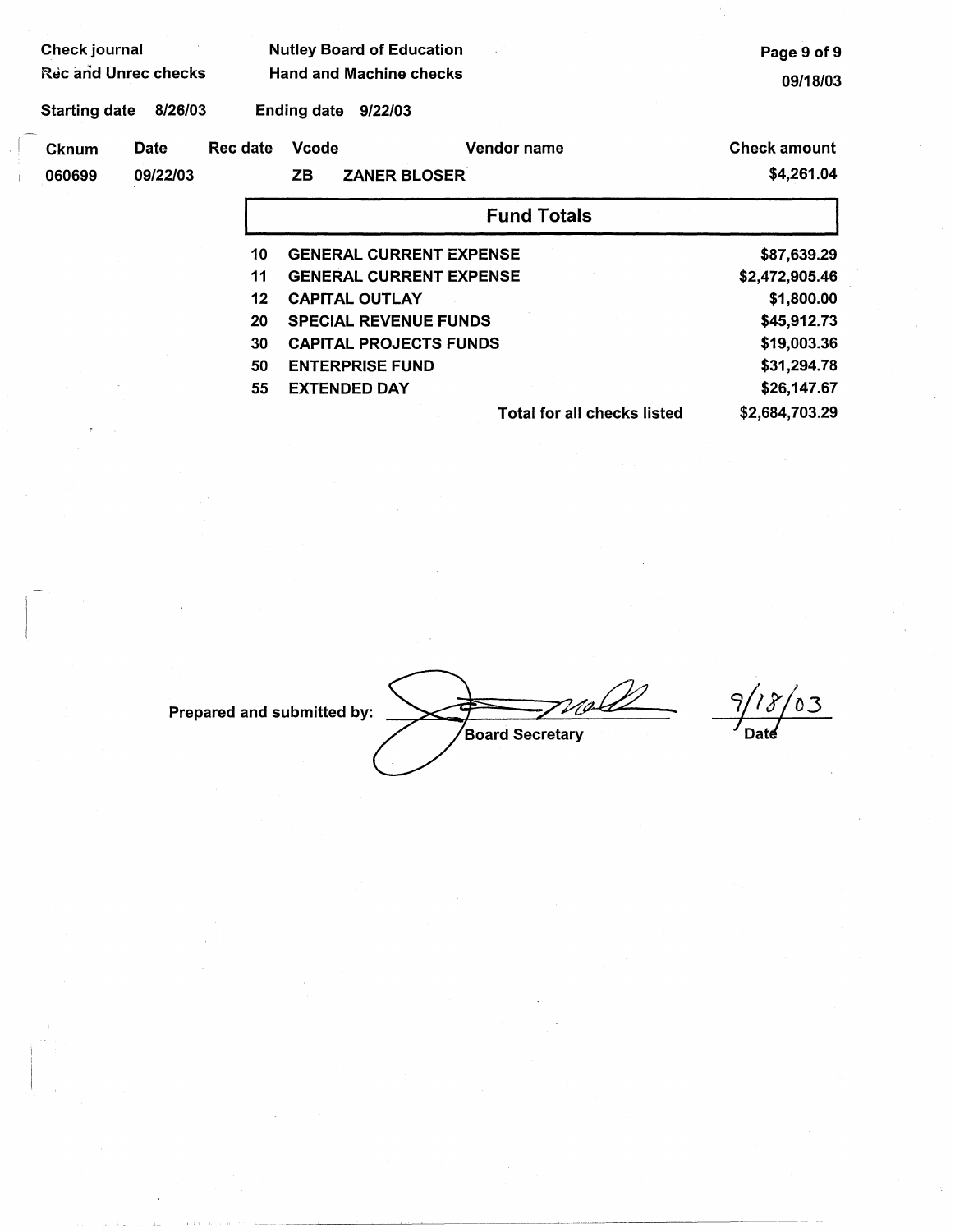Check journal
Rec and Unrec checks

Nutley Board of Education
Hand and Machine checks

09/18/03

Starting date 8/26/03 Ending date 9/22/03

| Cknum | Date | Rec date | Vcode | Vendor name | Check amount |
|---|---|---|---|---|---|
| 060699 | 09/22/03 | | ZB | ZANER BLOSER | $4,261.04 |

## Fund Totals

| | | |
|---|---|---|
| 10 | GENERAL CURRENT EXPENSE | $87,639.29 |
| 11 | GENERAL CURRENT EXPENSE | $2,472,905.46 |
| 12 | CAPITAL OUTLAY | $1,800.00 |
| 20 | SPECIAL REVENUE FUNDS | $45,912.73 |
| 30 | CAPITAL PROJECTS FUNDS | $19,003.36 |
| 50 | ENTERPRISE FUND | $31,294.78 |
| 55 | EXTENDED DAY | $26,147.67 |
| | Total for all checks listed | $2,684,703.29 |

Prepared and submitted by: ______________________ Board Secretary

9/18/03
Date